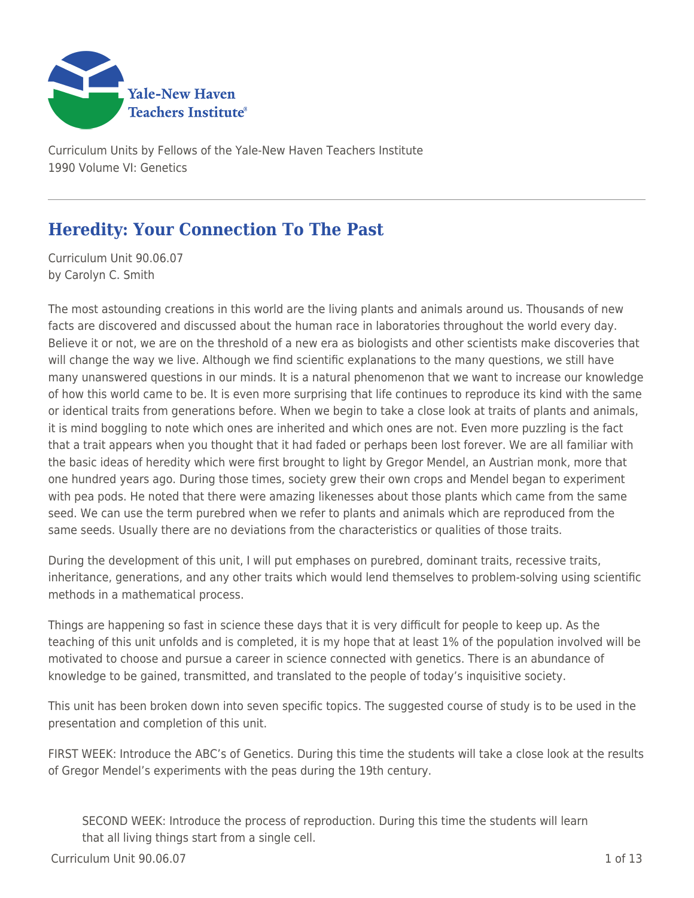Curriculum Units by Fellows of the Yale-New Haven Teachers Institute
1990 Volume VI: Genetics

# Heredity: Your Connection To The Past

Curriculum Unit 90.06.07
by Carolyn C. Smith

The most astounding creations in this world are the living plants and animals around us. Thousands of new facts are discovered and discussed about the human race in laboratories throughout the world every day. Believe it or not, we are on the threshold of a new era as biologists and other scientists make discoveries that will change the way we live. Although we find scientific explanations to the many questions, we still have many unanswered questions in our minds. It is a natural phenomenon that we want to increase our knowledge of how this world came to be. It is even more surprising that life continues to reproduce its kind with the same or identical traits from generations before. When we begin to take a close look at traits of plants and animals, it is mind boggling to note which ones are inherited and which ones are not. Even more puzzling is the fact that a trait appears when you thought that it had faded or perhaps been lost forever. We are all familiar with the basic ideas of heredity which were first brought to light by Gregor Mendel, an Austrian monk, more that one hundred years ago. During those times, society grew their own crops and Mendel began to experiment with pea pods. He noted that there were amazing likenesses about those plants which came from the same seed. We can use the term purebred when we refer to plants and animals which are reproduced from the same seeds. Usually there are no deviations from the characteristics or qualities of those traits.

During the development of this unit, I will put emphases on purebred, dominant traits, recessive traits, inheritance, generations, and any other traits which would lend themselves to problem-solving using scientific methods in a mathematical process.

Things are happening so fast in science these days that it is very difficult for people to keep up. As the teaching of this unit unfolds and is completed, it is my hope that at least 1% of the population involved will be motivated to choose and pursue a career in science connected with genetics. There is an abundance of knowledge to be gained, transmitted, and translated to the people of today's inquisitive society.

This unit has been broken down into seven specific topics. The suggested course of study is to be used in the presentation and completion of this unit.

FIRST WEEK: Introduce the ABC's of Genetics. During this time the students will take a close look at the results of Gregor Mendel's experiments with the peas during the 19th century.

SECOND WEEK: Introduce the process of reproduction. During this time the students will learn that all living things start from a single cell.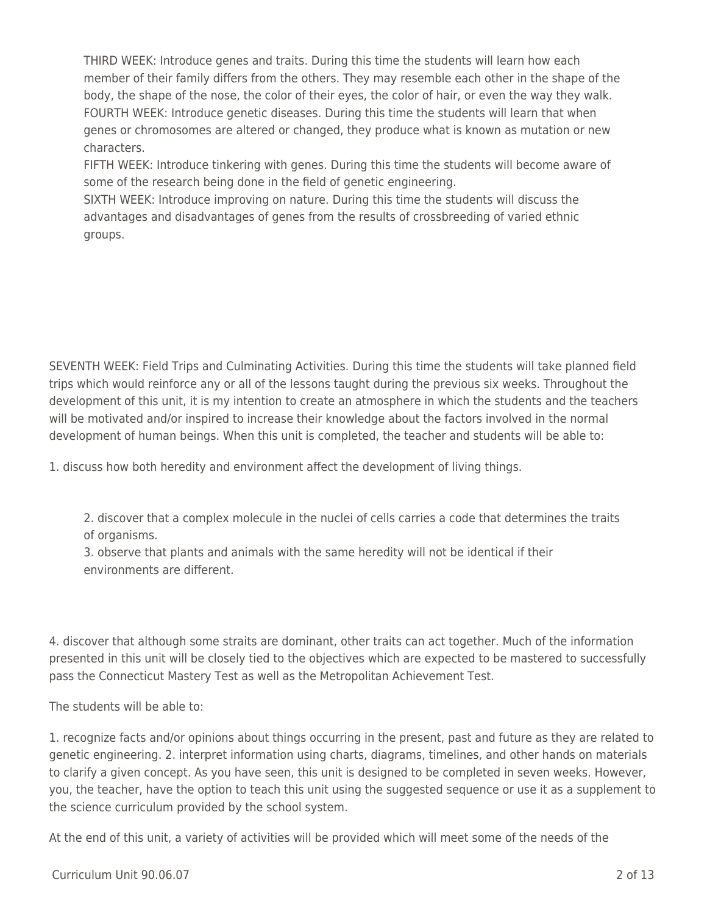THIRD WEEK: Introduce genes and traits. During this time the students will learn how each member of their family differs from the others. They may resemble each other in the shape of the body, the shape of the nose, the color of their eyes, the color of hair, or even the way they walk.
FOURTH WEEK: Introduce genetic diseases. During this time the students will learn that when genes or chromosomes are altered or changed, they produce what is known as mutation or new characters.
FIFTH WEEK: Introduce tinkering with genes. During this time the students will become aware of some of the research being done in the field of genetic engineering.
SIXTH WEEK: Introduce improving on nature. During this time the students will discuss the advantages and disadvantages of genes from the results of crossbreeding of varied ethnic groups.

SEVENTH WEEK: Field Trips and Culminating Activities. During this time the students will take planned field trips which would reinforce any or all of the lessons taught during the previous six weeks. Throughout the development of this unit, it is my intention to create an atmosphere in which the students and the teachers will be motivated and/or inspired to increase their knowledge about the factors involved in the normal development of human beings. When this unit is completed, the teacher and students will be able to:

1. discuss how both heredity and environment affect the development of living things.

2. discover that a complex molecule in the nuclei of cells carries a code that determines the traits of organisms.
3. observe that plants and animals with the same heredity will not be identical if their environments are different.

4. discover that although some straits are dominant, other traits can act together. Much of the information presented in this unit will be closely tied to the objectives which are expected to be mastered to successfully pass the Connecticut Mastery Test as well as the Metropolitan Achievement Test.

The students will be able to:

1. recognize facts and/or opinions about things occurring in the present, past and future as they are related to genetic engineering. 2. interpret information using charts, diagrams, timelines, and other hands on materials to clarify a given concept. As you have seen, this unit is designed to be completed in seven weeks. However, you, the teacher, have the option to teach this unit using the suggested sequence or use it as a supplement to the science curriculum provided by the school system.

At the end of this unit, a variety of activities will be provided which will meet some of the needs of the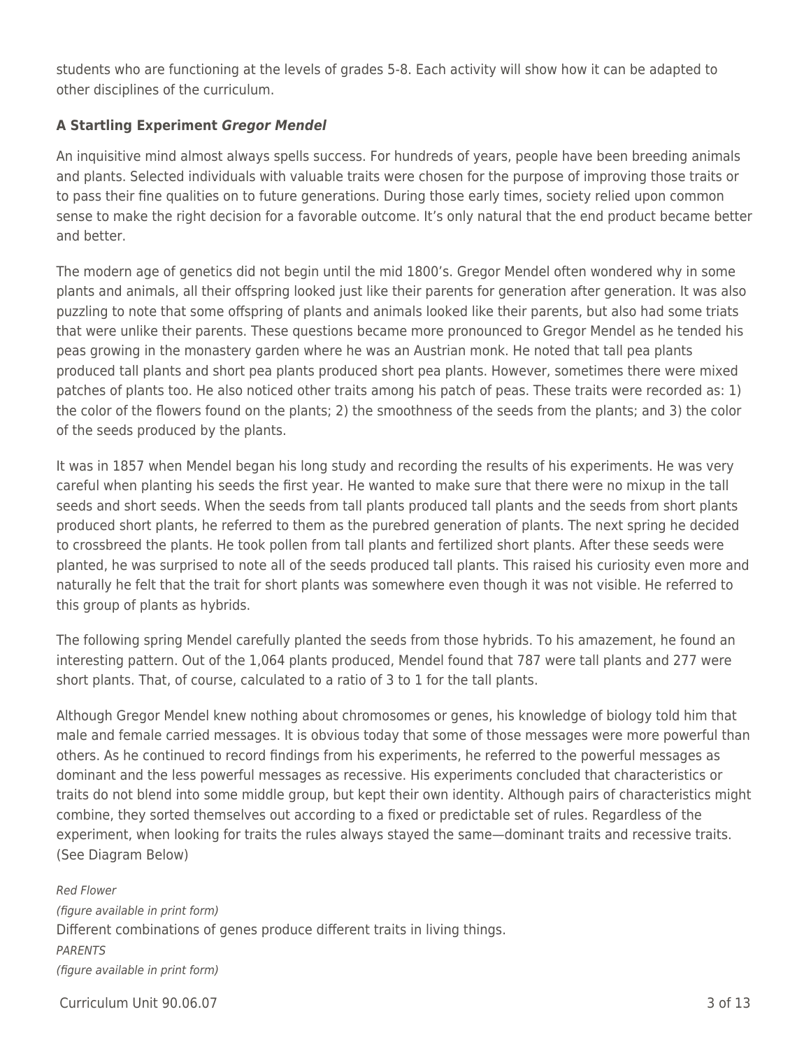students who are functioning at the levels of grades 5-8. Each activity will show how it can be adapted to other disciplines of the curriculum.

### A Startling Experiment *Gregor Mendel*

An inquisitive mind almost always spells success. For hundreds of years, people have been breeding animals and plants. Selected individuals with valuable traits were chosen for the purpose of improving those traits or to pass their fine qualities on to future generations. During those early times, society relied upon common sense to make the right decision for a favorable outcome. It's only natural that the end product became better and better.

The modern age of genetics did not begin until the mid 1800's. Gregor Mendel often wondered why in some plants and animals, all their offspring looked just like their parents for generation after generation. It was also puzzling to note that some offspring of plants and animals looked like their parents, but also had some triats that were unlike their parents. These questions became more pronounced to Gregor Mendel as he tended his peas growing in the monastery garden where he was an Austrian monk. He noted that tall pea plants produced tall plants and short pea plants produced short pea plants. However, sometimes there were mixed patches of plants too. He also noticed other traits among his patch of peas. These traits were recorded as: 1) the color of the flowers found on the plants; 2) the smoothness of the seeds from the plants; and 3) the color of the seeds produced by the plants.

It was in 1857 when Mendel began his long study and recording the results of his experiments. He was very careful when planting his seeds the first year. He wanted to make sure that there were no mixup in the tall seeds and short seeds. When the seeds from tall plants produced tall plants and the seeds from short plants produced short plants, he referred to them as the purebred generation of plants. The next spring he decided to crossbreed the plants. He took pollen from tall plants and fertilized short plants. After these seeds were planted, he was surprised to note all of the seeds produced tall plants. This raised his curiosity even more and naturally he felt that the trait for short plants was somewhere even though it was not visible. He referred to this group of plants as hybrids.

The following spring Mendel carefully planted the seeds from those hybrids. To his amazement, he found an interesting pattern. Out of the 1,064 plants produced, Mendel found that 787 were tall plants and 277 were short plants. That, of course, calculated to a ratio of 3 to 1 for the tall plants.

Although Gregor Mendel knew nothing about chromosomes or genes, his knowledge of biology told him that male and female carried messages. It is obvious today that some of those messages were more powerful than others. As he continued to record findings from his experiments, he referred to the powerful messages as dominant and the less powerful messages as recessive. His experiments concluded that characteristics or traits do not blend into some middle group, but kept their own identity. Although pairs of characteristics might combine, they sorted themselves out according to a fixed or predictable set of rules. Regardless of the experiment, when looking for traits the rules always stayed the same—dominant traits and recessive traits. (See Diagram Below)

*Red Flower*

*(figure available in print form)*

Different combinations of genes produce different traits in living things.

*PARENTS*

*(figure available in print form)*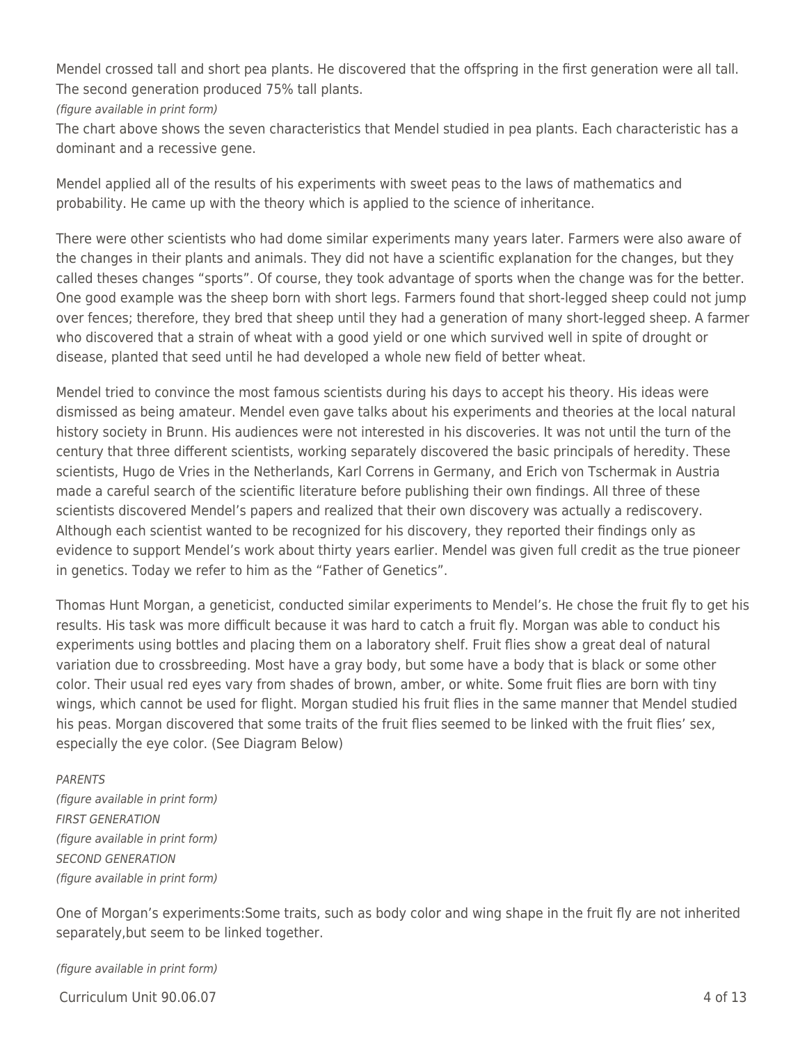Mendel crossed tall and short pea plants. He discovered that the offspring in the first generation were all tall. The second generation produced 75% tall plants.

*(figure available in print form)*

The chart above shows the seven characteristics that Mendel studied in pea plants. Each characteristic has a dominant and a recessive gene.

Mendel applied all of the results of his experiments with sweet peas to the laws of mathematics and probability. He came up with the theory which is applied to the science of inheritance.

There were other scientists who had dome similar experiments many years later. Farmers were also aware of the changes in their plants and animals. They did not have a scientific explanation for the changes, but they called theses changes "sports". Of course, they took advantage of sports when the change was for the better. One good example was the sheep born with short legs. Farmers found that short-legged sheep could not jump over fences; therefore, they bred that sheep until they had a generation of many short-legged sheep. A farmer who discovered that a strain of wheat with a good yield or one which survived well in spite of drought or disease, planted that seed until he had developed a whole new field of better wheat.

Mendel tried to convince the most famous scientists during his days to accept his theory. His ideas were dismissed as being amateur. Mendel even gave talks about his experiments and theories at the local natural history society in Brunn. His audiences were not interested in his discoveries. It was not until the turn of the century that three different scientists, working separately discovered the basic principals of heredity. These scientists, Hugo de Vries in the Netherlands, Karl Correns in Germany, and Erich von Tschermak in Austria made a careful search of the scientific literature before publishing their own findings. All three of these scientists discovered Mendel's papers and realized that their own discovery was actually a rediscovery. Although each scientist wanted to be recognized for his discovery, they reported their findings only as evidence to support Mendel's work about thirty years earlier. Mendel was given full credit as the true pioneer in genetics. Today we refer to him as the "Father of Genetics".

Thomas Hunt Morgan, a geneticist, conducted similar experiments to Mendel's. He chose the fruit fly to get his results. His task was more difficult because it was hard to catch a fruit fly. Morgan was able to conduct his experiments using bottles and placing them on a laboratory shelf. Fruit flies show a great deal of natural variation due to crossbreeding. Most have a gray body, but some have a body that is black or some other color. Their usual red eyes vary from shades of brown, amber, or white. Some fruit flies are born with tiny wings, which cannot be used for flight. Morgan studied his fruit flies in the same manner that Mendel studied his peas. Morgan discovered that some traits of the fruit flies seemed to be linked with the fruit flies' sex, especially the eye color. (See Diagram Below)

*PARENTS*

*(figure available in print form)*

*FIRST GENERATION*

*(figure available in print form)*

*SECOND GENERATION*

*(figure available in print form)*

One of Morgan's experiments:Some traits, such as body color and wing shape in the fruit fly are not inherited separately,but seem to be linked together.

*(figure available in print form)*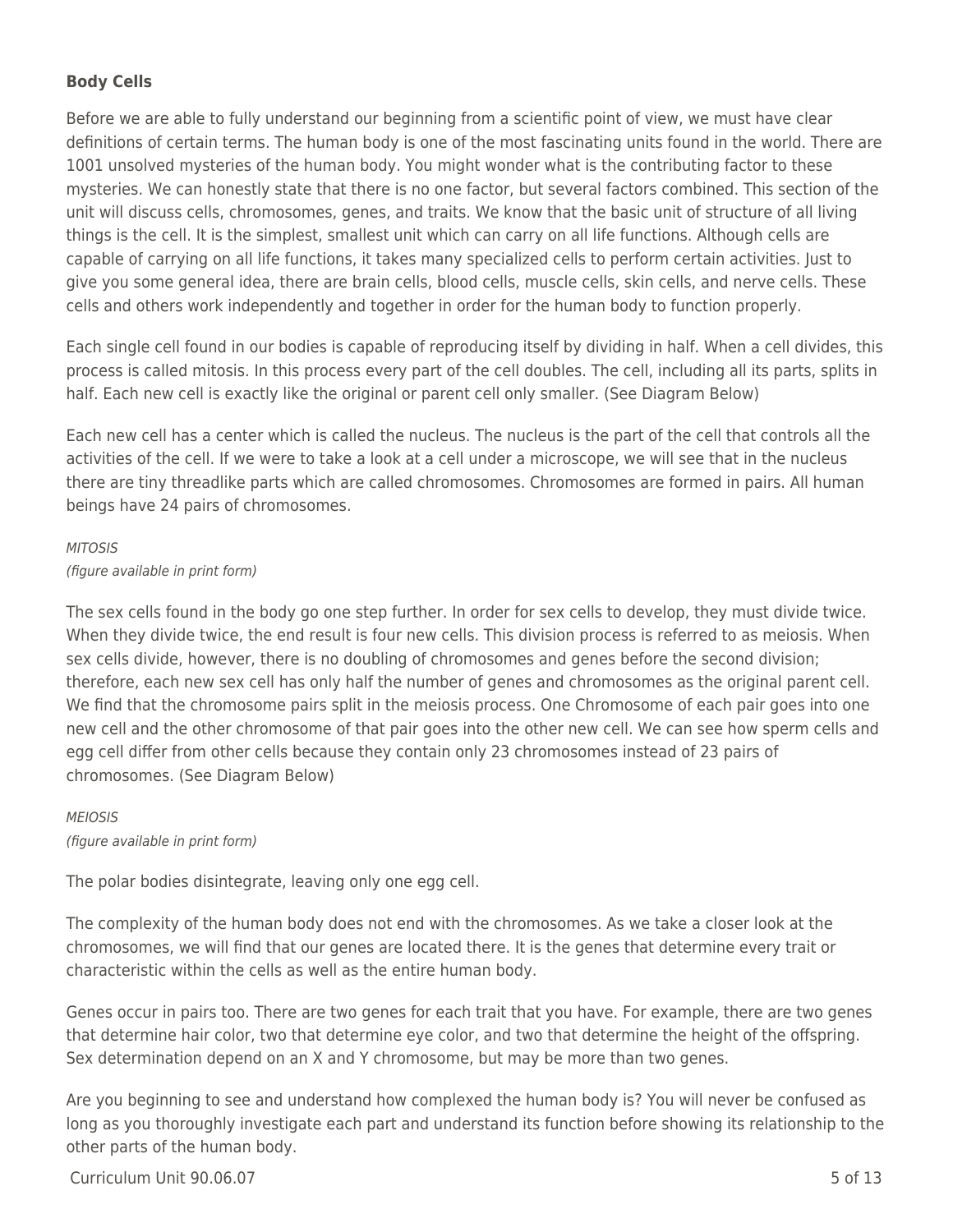**Body Cells**

Before we are able to fully understand our beginning from a scientific point of view, we must have clear definitions of certain terms. The human body is one of the most fascinating units found in the world. There are 1001 unsolved mysteries of the human body. You might wonder what is the contributing factor to these mysteries. We can honestly state that there is no one factor, but several factors combined. This section of the unit will discuss cells, chromosomes, genes, and traits. We know that the basic unit of structure of all living things is the cell. It is the simplest, smallest unit which can carry on all life functions. Although cells are capable of carrying on all life functions, it takes many specialized cells to perform certain activities. Just to give you some general idea, there are brain cells, blood cells, muscle cells, skin cells, and nerve cells. These cells and others work independently and together in order for the human body to function properly.

Each single cell found in our bodies is capable of reproducing itself by dividing in half. When a cell divides, this process is called mitosis. In this process every part of the cell doubles. The cell, including all its parts, splits in half. Each new cell is exactly like the original or parent cell only smaller. (See Diagram Below)

Each new cell has a center which is called the nucleus. The nucleus is the part of the cell that controls all the activities of the cell. If we were to take a look at a cell under a microscope, we will see that in the nucleus there are tiny threadlike parts which are called chromosomes. Chromosomes are formed in pairs. All human beings have 24 pairs of chromosomes.

*MITOSIS*
*(figure available in print form)*

The sex cells found in the body go one step further. In order for sex cells to develop, they must divide twice. When they divide twice, the end result is four new cells. This division process is referred to as meiosis. When sex cells divide, however, there is no doubling of chromosomes and genes before the second division; therefore, each new sex cell has only half the number of genes and chromosomes as the original parent cell. We find that the chromosome pairs split in the meiosis process. One Chromosome of each pair goes into one new cell and the other chromosome of that pair goes into the other new cell. We can see how sperm cells and egg cell differ from other cells because they contain only 23 chromosomes instead of 23 pairs of chromosomes. (See Diagram Below)

*MEIOSIS*
*(figure available in print form)*

The polar bodies disintegrate, leaving only one egg cell.

The complexity of the human body does not end with the chromosomes. As we take a closer look at the chromosomes, we will find that our genes are located there. It is the genes that determine every trait or characteristic within the cells as well as the entire human body.

Genes occur in pairs too. There are two genes for each trait that you have. For example, there are two genes that determine hair color, two that determine eye color, and two that determine the height of the offspring. Sex determination depend on an X and Y chromosome, but may be more than two genes.

Are you beginning to see and understand how complexed the human body is? You will never be confused as long as you thoroughly investigate each part and understand its function before showing its relationship to the other parts of the human body.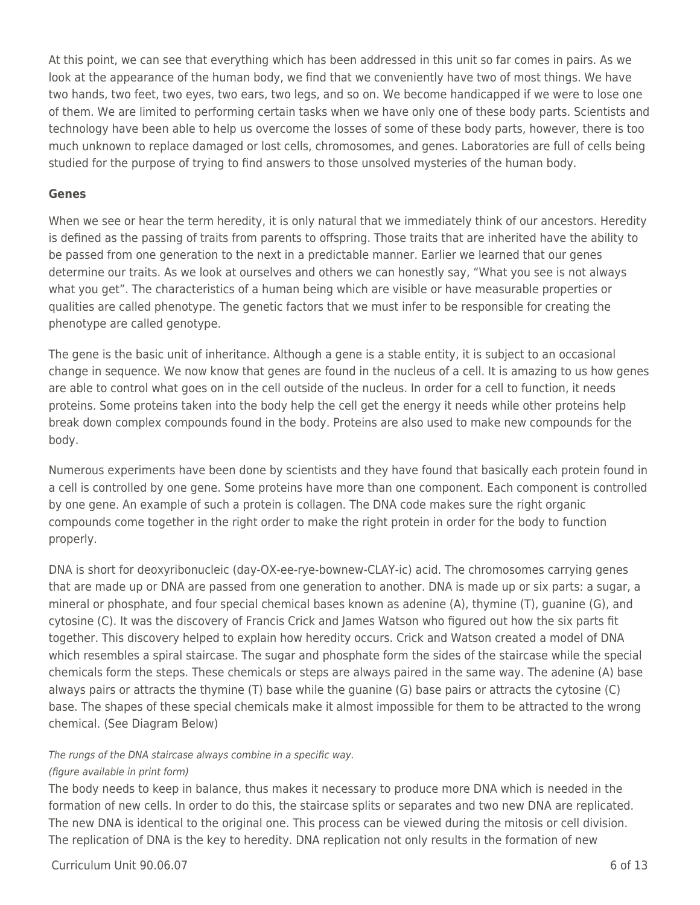At this point, we can see that everything which has been addressed in this unit so far comes in pairs. As we look at the appearance of the human body, we find that we conveniently have two of most things. We have two hands, two feet, two eyes, two ears, two legs, and so on. We become handicapped if we were to lose one of them. We are limited to performing certain tasks when we have only one of these body parts. Scientists and technology have been able to help us overcome the losses of some of these body parts, however, there is too much unknown to replace damaged or lost cells, chromosomes, and genes. Laboratories are full of cells being studied for the purpose of trying to find answers to those unsolved mysteries of the human body.

**Genes**

When we see or hear the term heredity, it is only natural that we immediately think of our ancestors. Heredity is defined as the passing of traits from parents to offspring. Those traits that are inherited have the ability to be passed from one generation to the next in a predictable manner. Earlier we learned that our genes determine our traits. As we look at ourselves and others we can honestly say, "What you see is not always what you get". The characteristics of a human being which are visible or have measurable properties or qualities are called phenotype. The genetic factors that we must infer to be responsible for creating the phenotype are called genotype.

The gene is the basic unit of inheritance. Although a gene is a stable entity, it is subject to an occasional change in sequence. We now know that genes are found in the nucleus of a cell. It is amazing to us how genes are able to control what goes on in the cell outside of the nucleus. In order for a cell to function, it needs proteins. Some proteins taken into the body help the cell get the energy it needs while other proteins help break down complex compounds found in the body. Proteins are also used to make new compounds for the body.

Numerous experiments have been done by scientists and they have found that basically each protein found in a cell is controlled by one gene. Some proteins have more than one component. Each component is controlled by one gene. An example of such a protein is collagen. The DNA code makes sure the right organic compounds come together in the right order to make the right protein in order for the body to function properly.

DNA is short for deoxyribonucleic (day-OX-ee-rye-bownew-CLAY-ic) acid. The chromosomes carrying genes that are made up or DNA are passed from one generation to another. DNA is made up or six parts: a sugar, a mineral or phosphate, and four special chemical bases known as adenine (A), thymine (T), guanine (G), and cytosine (C). It was the discovery of Francis Crick and James Watson who figured out how the six parts fit together. This discovery helped to explain how heredity occurs. Crick and Watson created a model of DNA which resembles a spiral staircase. The sugar and phosphate form the sides of the staircase while the special chemicals form the steps. These chemicals or steps are always paired in the same way. The adenine (A) base always pairs or attracts the thymine (T) base while the guanine (G) base pairs or attracts the cytosine (C) base. The shapes of these special chemicals make it almost impossible for them to be attracted to the wrong chemical. (See Diagram Below)

*The rungs of the DNA staircase always combine in a specific way.*
*(figure available in print form)*

The body needs to keep in balance, thus makes it necessary to produce more DNA which is needed in the formation of new cells. In order to do this, the staircase splits or separates and two new DNA are replicated. The new DNA is identical to the original one. This process can be viewed during the mitosis or cell division. The replication of DNA is the key to heredity. DNA replication not only results in the formation of new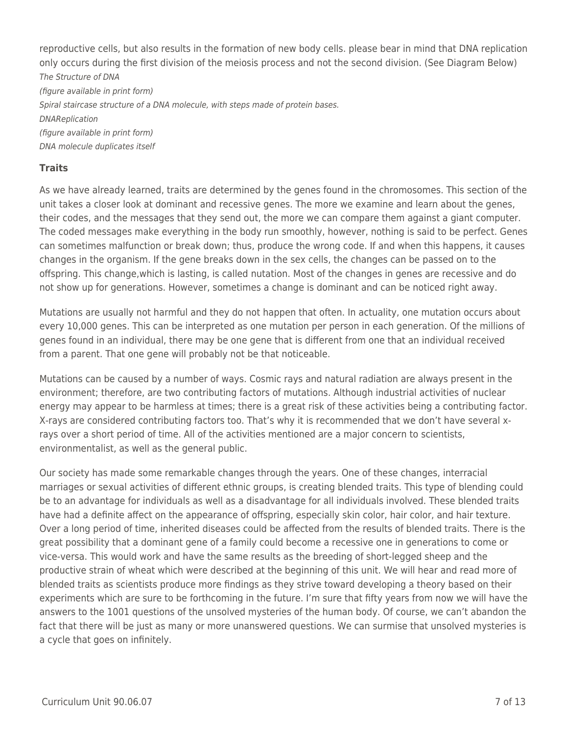reproductive cells, but also results in the formation of new body cells. please bear in mind that DNA replication only occurs during the first division of the meiosis process and not the second division. (See Diagram Below)

*The Structure of DNA*

*(figure available in print form)*

*Spiral staircase structure of a DNA molecule, with steps made of protein bases.*

*DNAReplication*

*(figure available in print form)*

*DNA molecule duplicates itself*

### Traits

As we have already learned, traits are determined by the genes found in the chromosomes. This section of the unit takes a closer look at dominant and recessive genes. The more we examine and learn about the genes, their codes, and the messages that they send out, the more we can compare them against a giant computer. The coded messages make everything in the body run smoothly, however, nothing is said to be perfect. Genes can sometimes malfunction or break down; thus, produce the wrong code. If and when this happens, it causes changes in the organism. If the gene breaks down in the sex cells, the changes can be passed on to the offspring. This change,which is lasting, is called nutation. Most of the changes in genes are recessive and do not show up for generations. However, sometimes a change is dominant and can be noticed right away.

Mutations are usually not harmful and they do not happen that often. In actuality, one mutation occurs about every 10,000 genes. This can be interpreted as one mutation per person in each generation. Of the millions of genes found in an individual, there may be one gene that is different from one that an individual received from a parent. That one gene will probably not be that noticeable.

Mutations can be caused by a number of ways. Cosmic rays and natural radiation are always present in the environment; therefore, are two contributing factors of mutations. Although industrial activities of nuclear energy may appear to be harmless at times; there is a great risk of these activities being a contributing factor. X-rays are considered contributing factors too. That's why it is recommended that we don't have several x-rays over a short period of time. All of the activities mentioned are a major concern to scientists, environmentalist, as well as the general public.

Our society has made some remarkable changes through the years. One of these changes, interracial marriages or sexual activities of different ethnic groups, is creating blended traits. This type of blending could be to an advantage for individuals as well as a disadvantage for all individuals involved. These blended traits have had a definite affect on the appearance of offspring, especially skin color, hair color, and hair texture. Over a long period of time, inherited diseases could be affected from the results of blended traits. There is the great possibility that a dominant gene of a family could become a recessive one in generations to come or vice-versa. This would work and have the same results as the breeding of short-legged sheep and the productive strain of wheat which were described at the beginning of this unit. We will hear and read more of blended traits as scientists produce more findings as they strive toward developing a theory based on their experiments which are sure to be forthcoming in the future. I'm sure that fifty years from now we will have the answers to the 1001 questions of the unsolved mysteries of the human body. Of course, we can't abandon the fact that there will be just as many or more unanswered questions. We can surmise that unsolved mysteries is a cycle that goes on infinitely.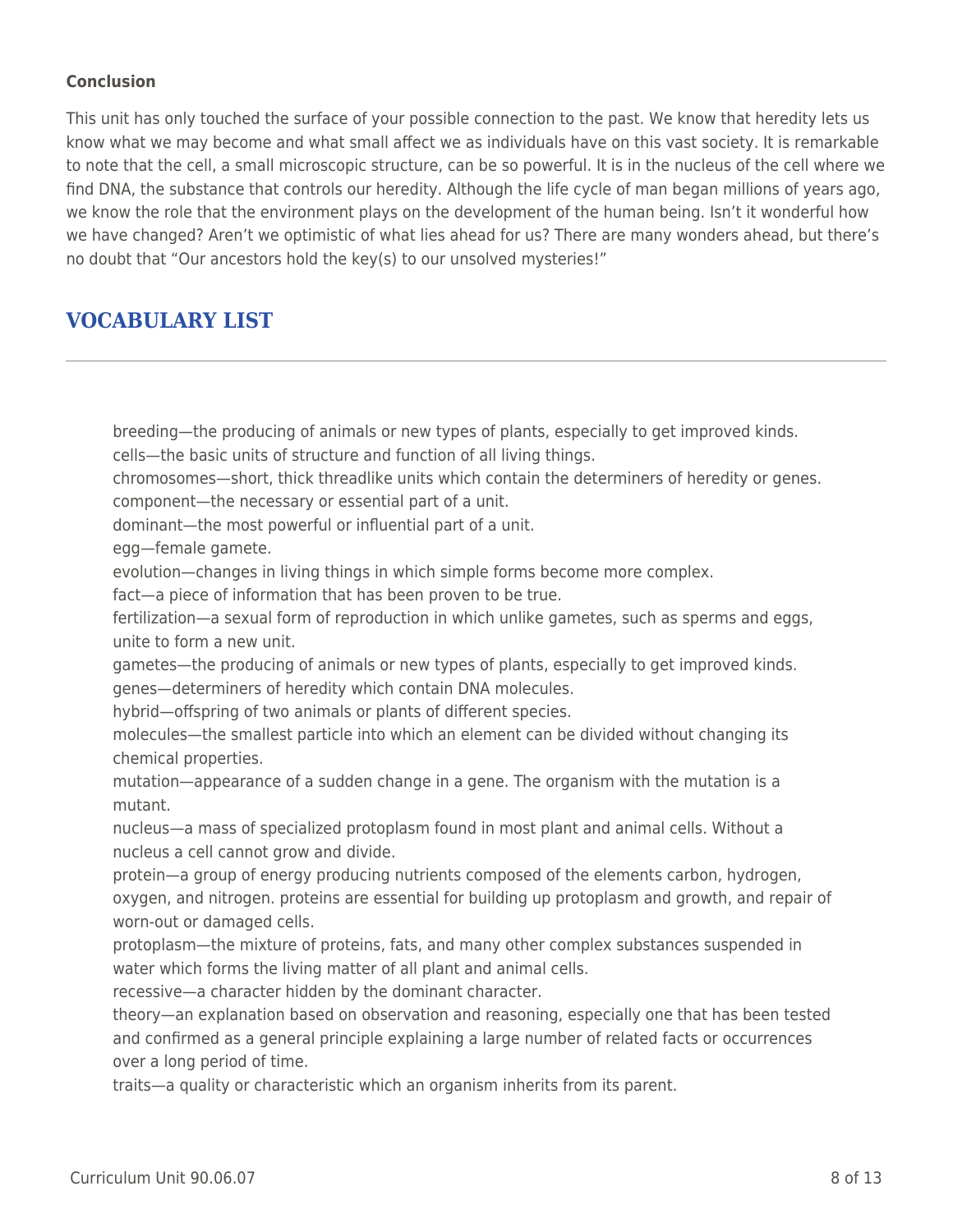**Conclusion**

This unit has only touched the surface of your possible connection to the past. We know that heredity lets us know what we may become and what small affect we as individuals have on this vast society. It is remarkable to note that the cell, a small microscopic structure, can be so powerful. It is in the nucleus of the cell where we find DNA, the substance that controls our heredity. Although the life cycle of man began millions of years ago, we know the role that the environment plays on the development of the human being. Isn't it wonderful how we have changed? Aren't we optimistic of what lies ahead for us? There are many wonders ahead, but there's no doubt that "Our ancestors hold the key(s) to our unsolved mysteries!"

## VOCABULARY LIST

breeding—the producing of animals or new types of plants, especially to get improved kinds.
cells—the basic units of structure and function of all living things.
chromosomes—short, thick threadlike units which contain the determiners of heredity or genes.
component—the necessary or essential part of a unit.
dominant—the most powerful or influential part of a unit.
egg—female gamete.
evolution—changes in living things in which simple forms become more complex.
fact—a piece of information that has been proven to be true.
fertilization—a sexual form of reproduction in which unlike gametes, such as sperms and eggs, unite to form a new unit.
gametes—the producing of animals or new types of plants, especially to get improved kinds.
genes—determiners of heredity which contain DNA molecules.
hybrid—offspring of two animals or plants of different species.
molecules—the smallest particle into which an element can be divided without changing its chemical properties.
mutation—appearance of a sudden change in a gene. The organism with the mutation is a mutant.
nucleus—a mass of specialized protoplasm found in most plant and animal cells. Without a nucleus a cell cannot grow and divide.
protein—a group of energy producing nutrients composed of the elements carbon, hydrogen, oxygen, and nitrogen. proteins are essential for building up protoplasm and growth, and repair of worn-out or damaged cells.
protoplasm—the mixture of proteins, fats, and many other complex substances suspended in water which forms the living matter of all plant and animal cells.
recessive—a character hidden by the dominant character.
theory—an explanation based on observation and reasoning, especially one that has been tested and confirmed as a general principle explaining a large number of related facts or occurrences over a long period of time.
traits—a quality or characteristic which an organism inherits from its parent.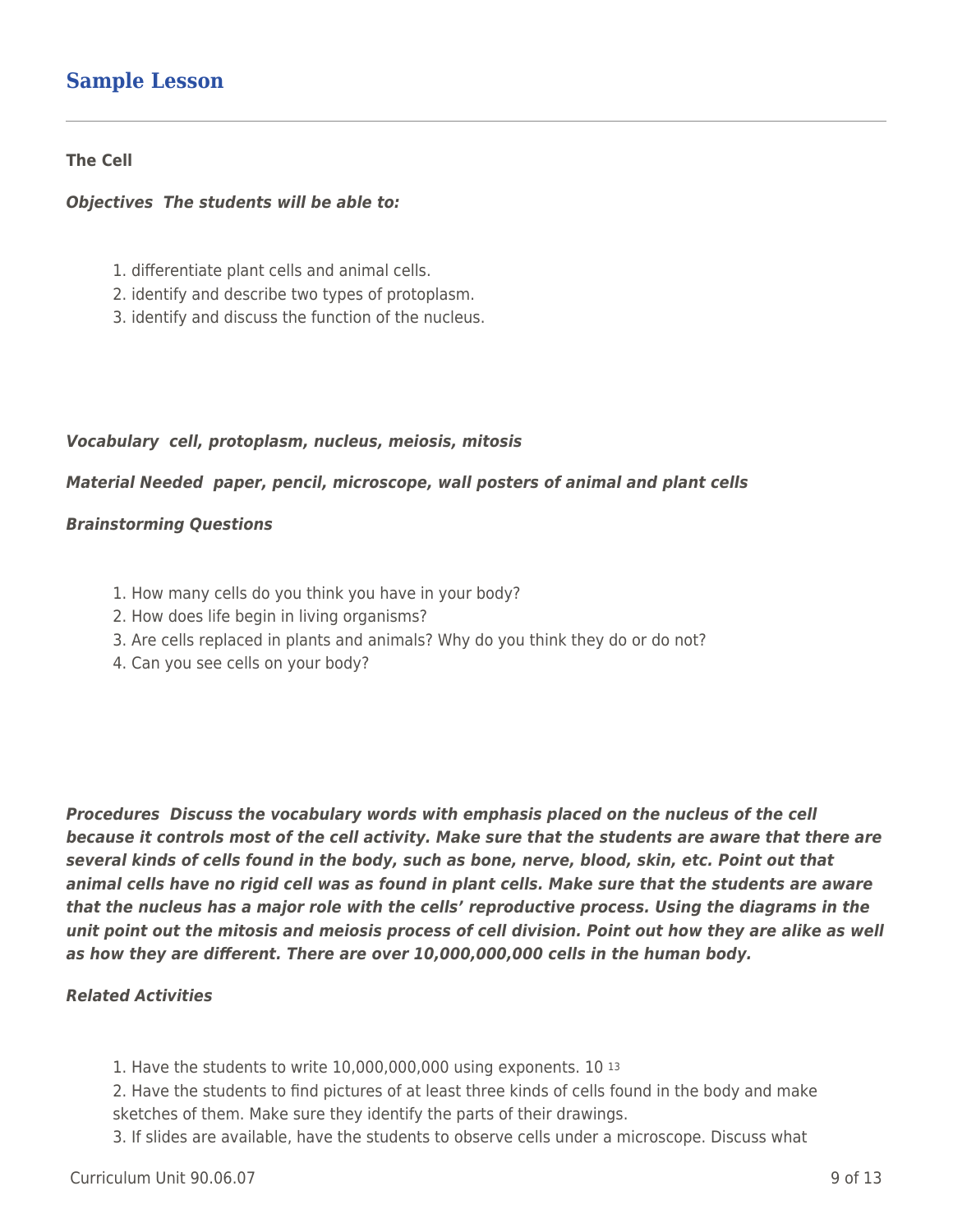## Sample Lesson

**The Cell**

***Objectives  The students will be able to:***

1. differentiate plant cells and animal cells.
2. identify and describe two types of protoplasm.
3. identify and discuss the function of the nucleus.

***Vocabulary  cell, protoplasm, nucleus, meiosis, mitosis***

***Material Needed  paper, pencil, microscope, wall posters of animal and plant cells***

***Brainstorming Questions***

1. How many cells do you think you have in your body?
2. How does life begin in living organisms?
3. Are cells replaced in plants and animals? Why do you think they do or do not?
4. Can you see cells on your body?

***Procedures  Discuss the vocabulary words with emphasis placed on the nucleus of the cell because it controls most of the cell activity. Make sure that the students are aware that there are several kinds of cells found in the body, such as bone, nerve, blood, skin, etc. Point out that animal cells have no rigid cell was as found in plant cells. Make sure that the students are aware that the nucleus has a major role with the cells' reproductive process. Using the diagrams in the unit point out the mitosis and meiosis process of cell division. Point out how they are alike as well as how they are different. There are over 10,000,000,000 cells in the human body.***

***Related Activities***

1. Have the students to write 10,000,000,000 using exponents. $10^{13}$
2. Have the students to find pictures of at least three kinds of cells found in the body and make sketches of them. Make sure they identify the parts of their drawings.
3. If slides are available, have the students to observe cells under a microscope. Discuss what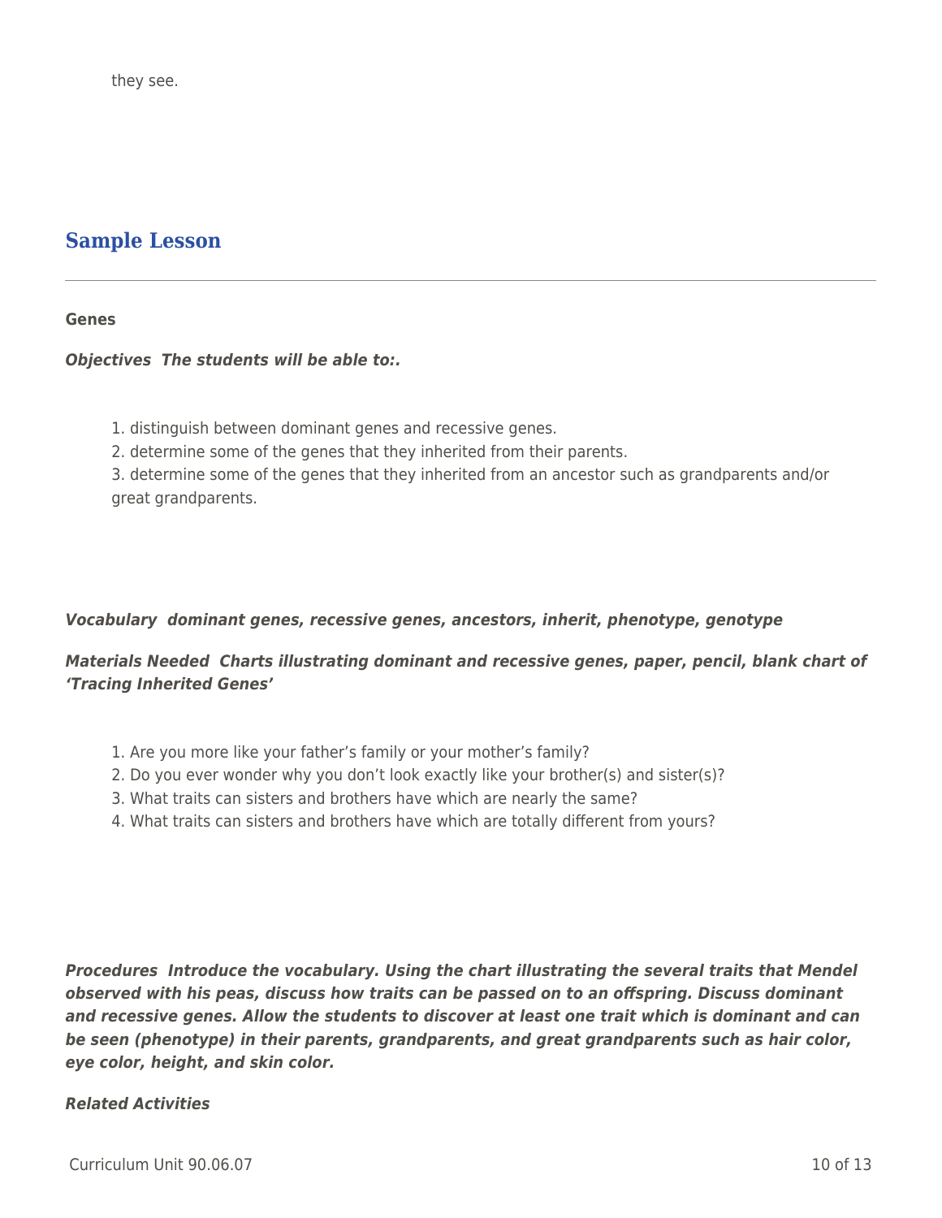they see.

## Sample Lesson

**Genes**

***Objectives  The students will be able to:.***

1. distinguish between dominant genes and recessive genes.
2. determine some of the genes that they inherited from their parents.
3. determine some of the genes that they inherited from an ancestor such as grandparents and/or great grandparents.

***Vocabulary  dominant genes, recessive genes, ancestors, inherit, phenotype, genotype***

***Materials Needed  Charts illustrating dominant and recessive genes, paper, pencil, blank chart of 'Tracing Inherited Genes'***

1. Are you more like your father's family or your mother's family?
2. Do you ever wonder why you don't look exactly like your brother(s) and sister(s)?
3. What traits can sisters and brothers have which are nearly the same?
4. What traits can sisters and brothers have which are totally different from yours?

***Procedures  Introduce the vocabulary. Using the chart illustrating the several traits that Mendel observed with his peas, discuss how traits can be passed on to an offspring. Discuss dominant and recessive genes. Allow the students to discover at least one trait which is dominant and can be seen (phenotype) in their parents, grandparents, and great grandparents such as hair color, eye color, height, and skin color.***

***Related Activities***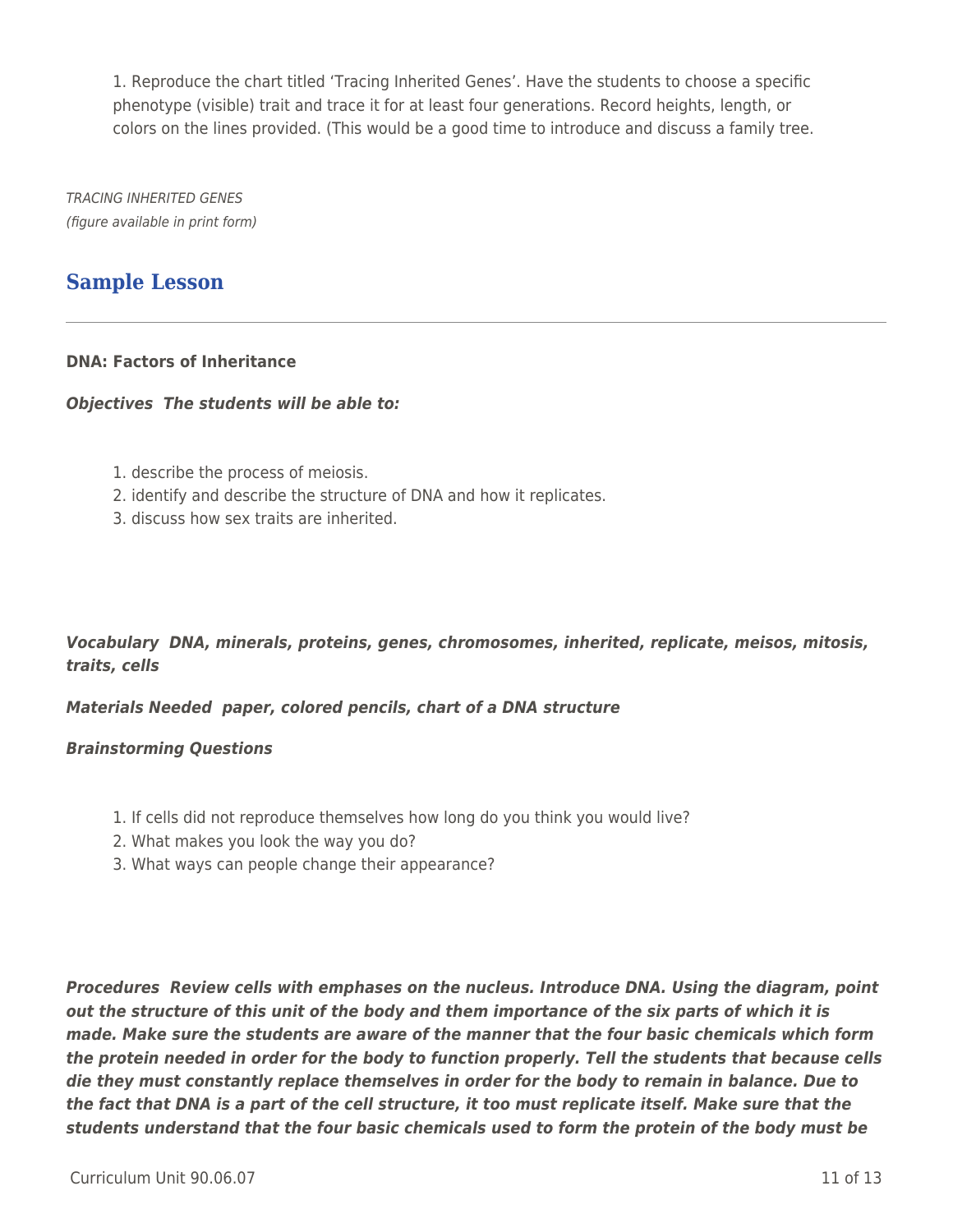1. Reproduce the chart titled 'Tracing Inherited Genes'. Have the students to choose a specific phenotype (visible) trait and trace it for at least four generations. Record heights, length, or colors on the lines provided. (This would be a good time to introduce and discuss a family tree.

*TRACING INHERITED GENES*
*(figure available in print form)*

## Sample Lesson

**DNA: Factors of Inheritance**

***Objectives  The students will be able to:***

1. describe the process of meiosis.
2. identify and describe the structure of DNA and how it replicates.
3. discuss how sex traits are inherited.

***Vocabulary  DNA, minerals, proteins, genes, chromosomes, inherited, replicate, meisos, mitosis, traits, cells***

***Materials Needed  paper, colored pencils, chart of a DNA structure***

***Brainstorming Questions***

1. If cells did not reproduce themselves how long do you think you would live?
2. What makes you look the way you do?
3. What ways can people change their appearance?

***Procedures  Review cells with emphases on the nucleus. Introduce DNA. Using the diagram, point out the structure of this unit of the body and them importance of the six parts of which it is made. Make sure the students are aware of the manner that the four basic chemicals which form the protein needed in order for the body to function properly. Tell the students that because cells die they must constantly replace themselves in order for the body to remain in balance. Due to the fact that DNA is a part of the cell structure, it too must replicate itself. Make sure that the students understand that the four basic chemicals used to form the protein of the body must be***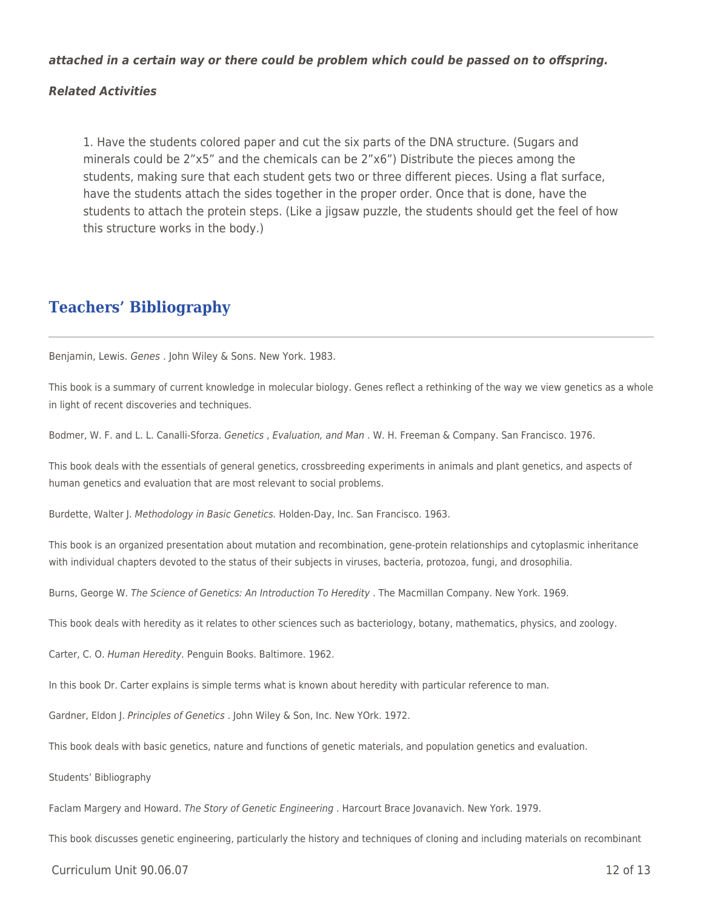***attached in a certain way or there could be problem which could be passed on to offspring.***

***Related Activities***

1. Have the students colored paper and cut the six parts of the DNA structure. (Sugars and minerals could be 2”x5” and the chemicals can be 2”x6”) Distribute the pieces among the students, making sure that each student gets two or three different pieces. Using a flat surface, have the students attach the sides together in the proper order. Once that is done, have the students to attach the protein steps. (Like a jigsaw puzzle, the students should get the feel of how this structure works in the body.)

## Teachers’ Bibliography

Benjamin, Lewis. *Genes* . John Wiley & Sons. New York. 1983.

This book is a summary of current knowledge in molecular biology. Genes reflect a rethinking of the way we view genetics as a whole in light of recent discoveries and techniques.

Bodmer, W. F. and L. L. Canalli-Sforza. *Genetics* , *Evaluation, and Man* . W. H. Freeman & Company. San Francisco. 1976.

This book deals with the essentials of general genetics, crossbreeding experiments in animals and plant genetics, and aspects of human genetics and evaluation that are most relevant to social problems.

Burdette, Walter J. *Methodology in Basic Genetics.* Holden-Day, Inc. San Francisco. 1963.

This book is an organized presentation about mutation and recombination, gene-protein relationships and cytoplasmic inheritance with individual chapters devoted to the status of their subjects in viruses, bacteria, protozoa, fungi, and drosophilia.

Burns, George W. *The Science of Genetics: An Introduction To Heredity* . The Macmillan Company. New York. 1969.

This book deals with heredity as it relates to other sciences such as bacteriology, botany, mathematics, physics, and zoology.

Carter, C. O. *Human Heredity.* Penguin Books. Baltimore. 1962.

In this book Dr. Carter explains is simple terms what is known about heredity with particular reference to man.

Gardner, Eldon J. *Principles of Genetics* . John Wiley & Son, Inc. New YOrk. 1972.

This book deals with basic genetics, nature and functions of genetic materials, and population genetics and evaluation.

Students’ Bibliography

Faclam Margery and Howard. *The Story of Genetic Engineering* . Harcourt Brace Jovanavich. New York. 1979.

This book discusses genetic engineering, particularly the history and techniques of cloning and including materials on recombinant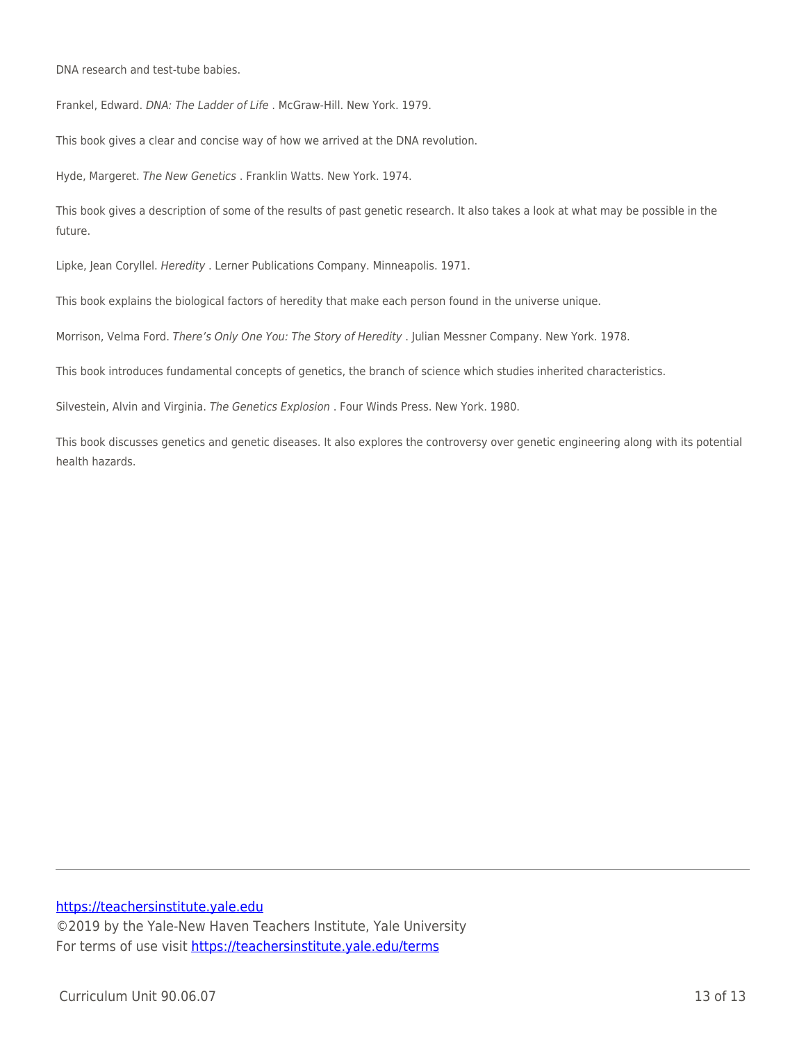DNA research and test-tube babies.

Frankel, Edward. *DNA: The Ladder of Life* . McGraw-Hill. New York. 1979.

This book gives a clear and concise way of how we arrived at the DNA revolution.

Hyde, Margeret. *The New Genetics* . Franklin Watts. New York. 1974.

This book gives a description of some of the results of past genetic research. It also takes a look at what may be possible in the future.

Lipke, Jean Coryllel. *Heredity* . Lerner Publications Company. Minneapolis. 1971.

This book explains the biological factors of heredity that make each person found in the universe unique.

Morrison, Velma Ford. *There's Only One You: The Story of Heredity* . Julian Messner Company. New York. 1978.

This book introduces fundamental concepts of genetics, the branch of science which studies inherited characteristics.

Silvestein, Alvin and Virginia. *The Genetics Explosion* . Four Winds Press. New York. 1980.

This book discusses genetics and genetic diseases. It also explores the controversy over genetic engineering along with its potential health hazards.

https://teachersinstitute.yale.edu
©2019 by the Yale-New Haven Teachers Institute, Yale University
For terms of use visit https://teachersinstitute.yale.edu/terms